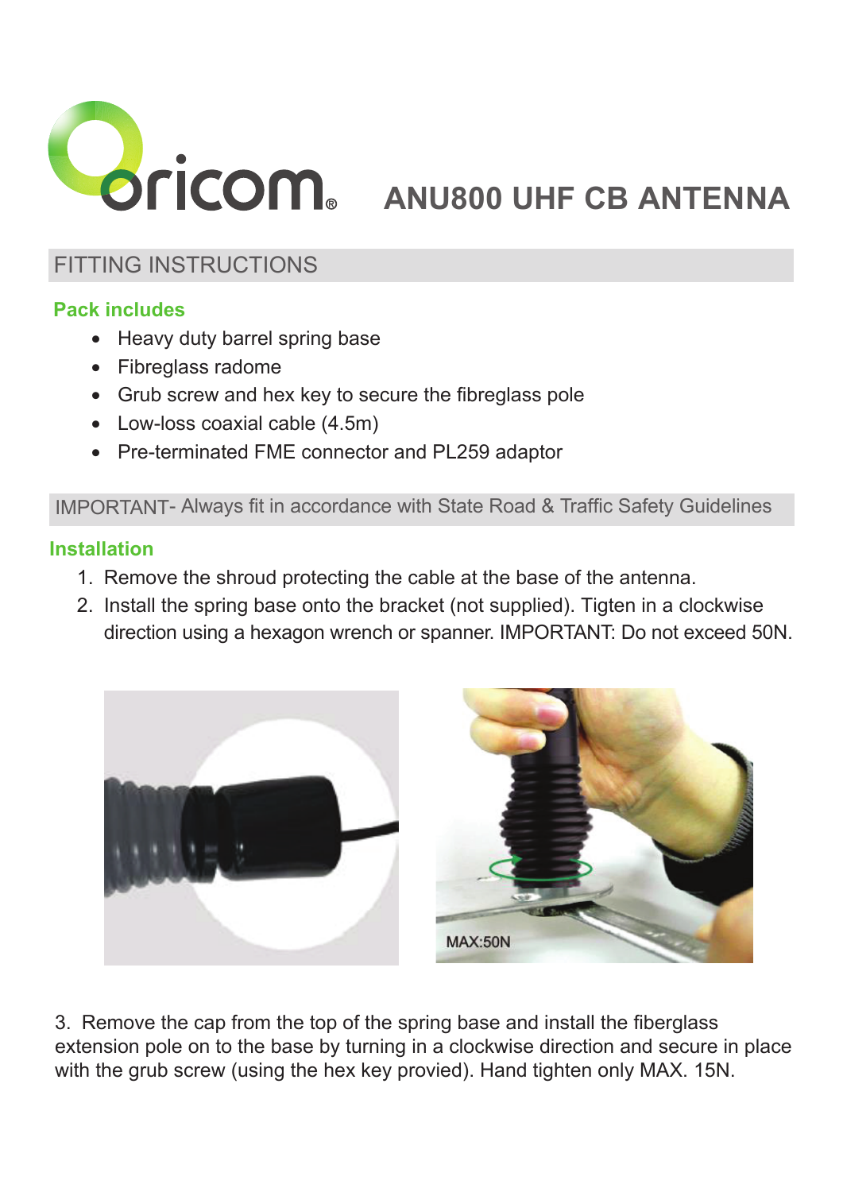# ANU800 UHF CB ANTENNA

## FITTING INSTRUCTIONS

### Pack includes

- Heavy duty barrel spring base
- Fibreglass radome
- Grub screw and hex key to secure the fibreglass pole
- Low-loss coaxial cable (4.5m)
- Pre-terminated FME connector and PL259 adaptor

IMPORTANT- Always fit in accordance with State Road & Traffic Safety Guidelines

### Installation

1. Remove the shroud protecting the cable at the base of the antenna.
2. Install the spring base onto the bracket (not supplied). Tigten in a clockwise direction using a hexagon wrench or spanner. IMPORTANT: Do not exceed 50N.

MAX:50N

3. Remove the cap from the top of the spring base and install the fiberglass extension pole on to the base by turning in a clockwise direction and secure in place with the grub screw (using the hex key provied). Hand tighten only MAX. 15N.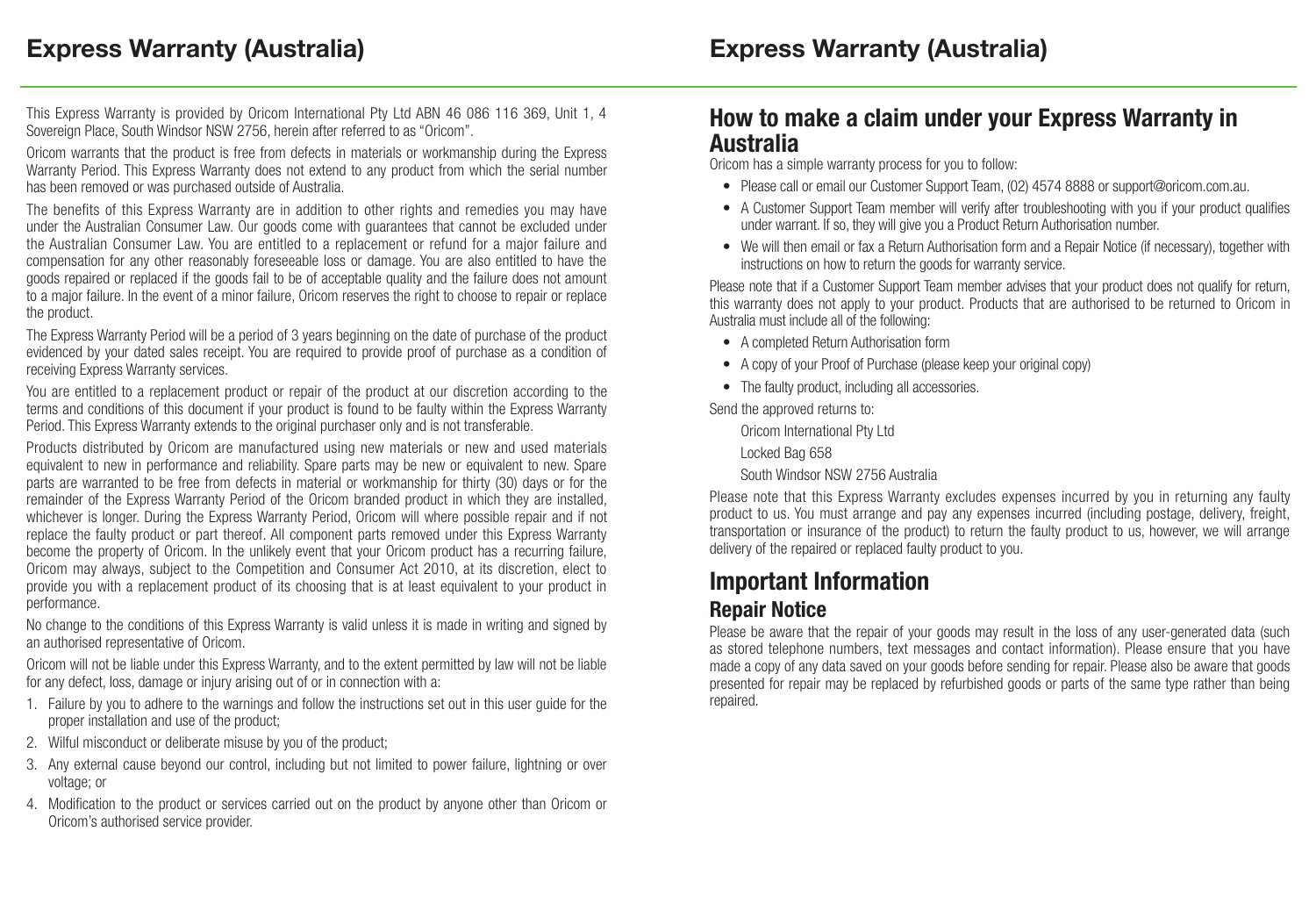# Express Warranty (Australia)

This Express Warranty is provided by Oricom International Pty Ltd ABN 46 086 116 369, Unit 1, 4 Sovereign Place, South Windsor NSW 2756, herein after referred to as "Oricom".

Oricom warrants that the product is free from defects in materials or workmanship during the Express Warranty Period. This Express Warranty does not extend to any product from which the serial number has been removed or was purchased outside of Australia.

The benefits of this Express Warranty are in addition to other rights and remedies you may have under the Australian Consumer Law. Our goods come with guarantees that cannot be excluded under the Australian Consumer Law. You are entitled to a replacement or refund for a major failure and compensation for any other reasonably foreseeable loss or damage. You are also entitled to have the goods repaired or replaced if the goods fail to be of acceptable quality and the failure does not amount to a major failure. In the event of a minor failure, Oricom reserves the right to choose to repair or replace the product.

The Express Warranty Period will be a period of 3 years beginning on the date of purchase of the product evidenced by your dated sales receipt. You are required to provide proof of purchase as a condition of receiving Express Warranty services.

You are entitled to a replacement product or repair of the product at our discretion according to the terms and conditions of this document if your product is found to be faulty within the Express Warranty Period. This Express Warranty extends to the original purchaser only and is not transferable.

Products distributed by Oricom are manufactured using new materials or new and used materials equivalent to new in performance and reliability. Spare parts may be new or equivalent to new. Spare parts are warranted to be free from defects in material or workmanship for thirty (30) days or for the remainder of the Express Warranty Period of the Oricom branded product in which they are installed, whichever is longer. During the Express Warranty Period, Oricom will where possible repair and if not replace the faulty product or part thereof. All component parts removed under this Express Warranty become the property of Oricom. In the unlikely event that your Oricom product has a recurring failure, Oricom may always, subject to the Competition and Consumer Act 2010, at its discretion, elect to provide you with a replacement product of its choosing that is at least equivalent to your product in performance.

No change to the conditions of this Express Warranty is valid unless it is made in writing and signed by an authorised representative of Oricom.

Oricom will not be liable under this Express Warranty, and to the extent permitted by law will not be liable for any defect, loss, damage or injury arising out of or in connection with a:

1. Failure by you to adhere to the warnings and follow the instructions set out in this user guide for the proper installation and use of the product;
2. Wilful misconduct or deliberate misuse by you of the product;
3. Any external cause beyond our control, including but not limited to power failure, lightning or over voltage; or
4. Modification to the product or services carried out on the product by anyone other than Oricom or Oricom's authorised service provider.

## How to make a claim under your Express Warranty in Australia

Oricom has a simple warranty process for you to follow:

- Please call or email our Customer Support Team, (02) 4574 8888 or support@oricom.com.au.
- A Customer Support Team member will verify after troubleshooting with you if your product qualifies under warrant. If so, they will give you a Product Return Authorisation number.
- We will then email or fax a Return Authorisation form and a Repair Notice (if necessary), together with instructions on how to return the goods for warranty service.

Please note that if a Customer Support Team member advises that your product does not qualify for return, this warranty does not apply to your product. Products that are authorised to be returned to Oricom in Australia must include all of the following:

- A completed Return Authorisation form
- A copy of your Proof of Purchase (please keep your original copy)
- The faulty product, including all accessories.

Send the approved returns to:

Oricom International Pty Ltd

Locked Bag 658

South Windsor NSW 2756 Australia

Please note that this Express Warranty excludes expenses incurred by you in returning any faulty product to us. You must arrange and pay any expenses incurred (including postage, delivery, freight, transportation or insurance of the product) to return the faulty product to us, however, we will arrange delivery of the repaired or replaced faulty product to you.

## Important Information

### Repair Notice

Please be aware that the repair of your goods may result in the loss of any user-generated data (such as stored telephone numbers, text messages and contact information). Please ensure that you have made a copy of any data saved on your goods before sending for repair. Please also be aware that goods presented for repair may be replaced by refurbished goods or parts of the same type rather than being repaired.